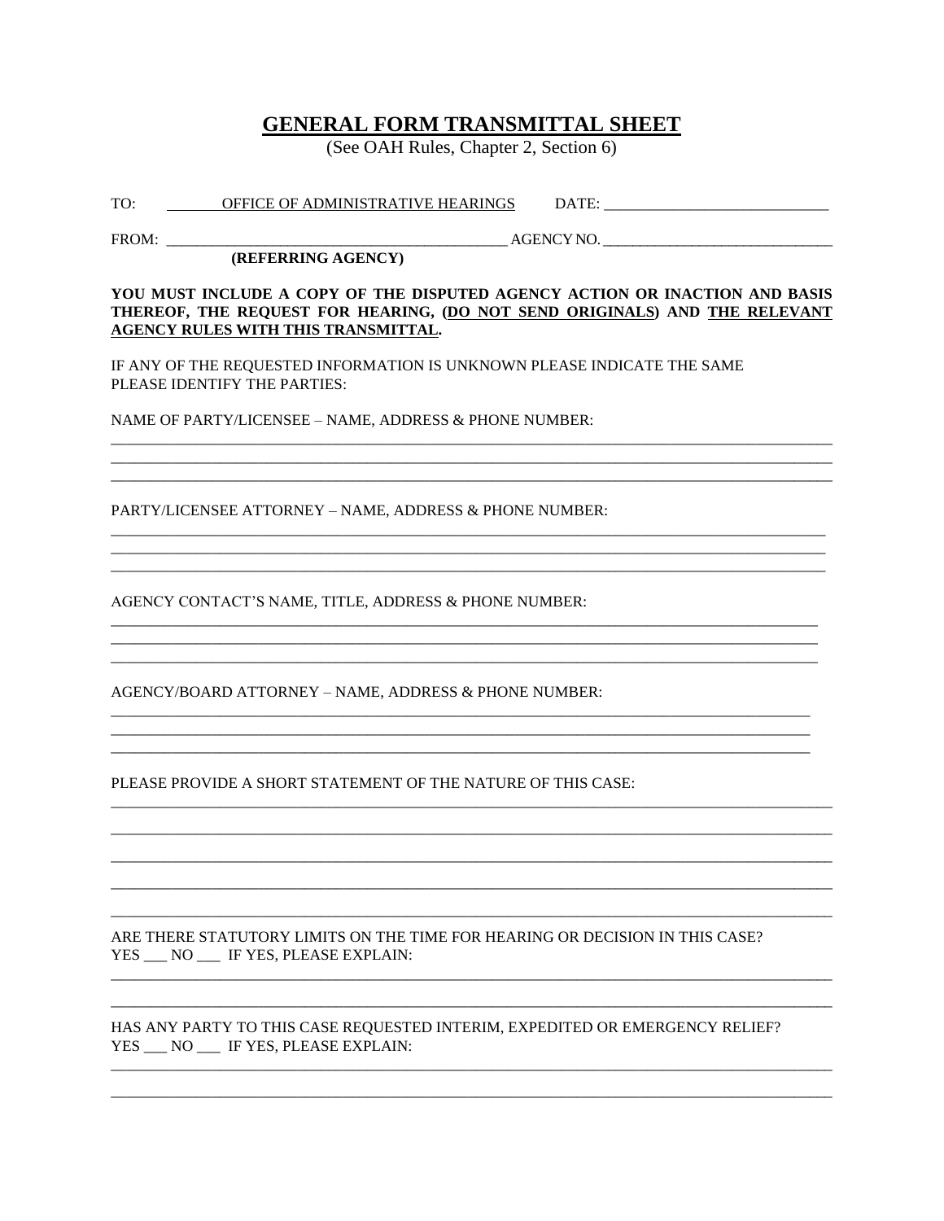# GENERAL FORM TRANSMITTAL SHEET

(See OAH Rules, Chapter 2, Section 6)

TO: OFFICE OF ADMINISTRATIVE HEARINGS DATE: ____________________________

FROM: ____________________________________________ AGENCY NO. ______________________________

**(REFERRING AGENCY)**

**YOU MUST INCLUDE A COPY OF THE DISPUTED AGENCY ACTION OR INACTION AND BASIS THEREOF, THE REQUEST FOR HEARING, (DO NOT SEND ORIGINALS) AND THE RELEVANT AGENCY RULES WITH THIS TRANSMITTAL.**

IF ANY OF THE REQUESTED INFORMATION IS UNKNOWN PLEASE INDICATE THE SAME

PLEASE IDENTIFY THE PARTIES:

NAME OF PARTY/LICENSEE – NAME, ADDRESS & PHONE NUMBER:

______________________________________________________________________________________

______________________________________________________________________________________

______________________________________________________________________________________

PARTY/LICENSEE ATTORNEY – NAME, ADDRESS & PHONE NUMBER:

______________________________________________________________________________________

______________________________________________________________________________________

______________________________________________________________________________________

AGENCY CONTACT'S NAME, TITLE, ADDRESS & PHONE NUMBER:

______________________________________________________________________________________

______________________________________________________________________________________

______________________________________________________________________________________

AGENCY/BOARD ATTORNEY – NAME, ADDRESS & PHONE NUMBER:

______________________________________________________________________________________

______________________________________________________________________________________

______________________________________________________________________________________

PLEASE PROVIDE A SHORT STATEMENT OF THE NATURE OF THIS CASE:

______________________________________________________________________________________

______________________________________________________________________________________

______________________________________________________________________________________

______________________________________________________________________________________

______________________________________________________________________________________

ARE THERE STATUTORY LIMITS ON THE TIME FOR HEARING OR DECISION IN THIS CASE?

YES ___ NO ___ IF YES, PLEASE EXPLAIN:

______________________________________________________________________________________

______________________________________________________________________________________

HAS ANY PARTY TO THIS CASE REQUESTED INTERIM, EXPEDITED OR EMERGENCY RELIEF?

YES ___ NO ___ IF YES, PLEASE EXPLAIN:

______________________________________________________________________________________

______________________________________________________________________________________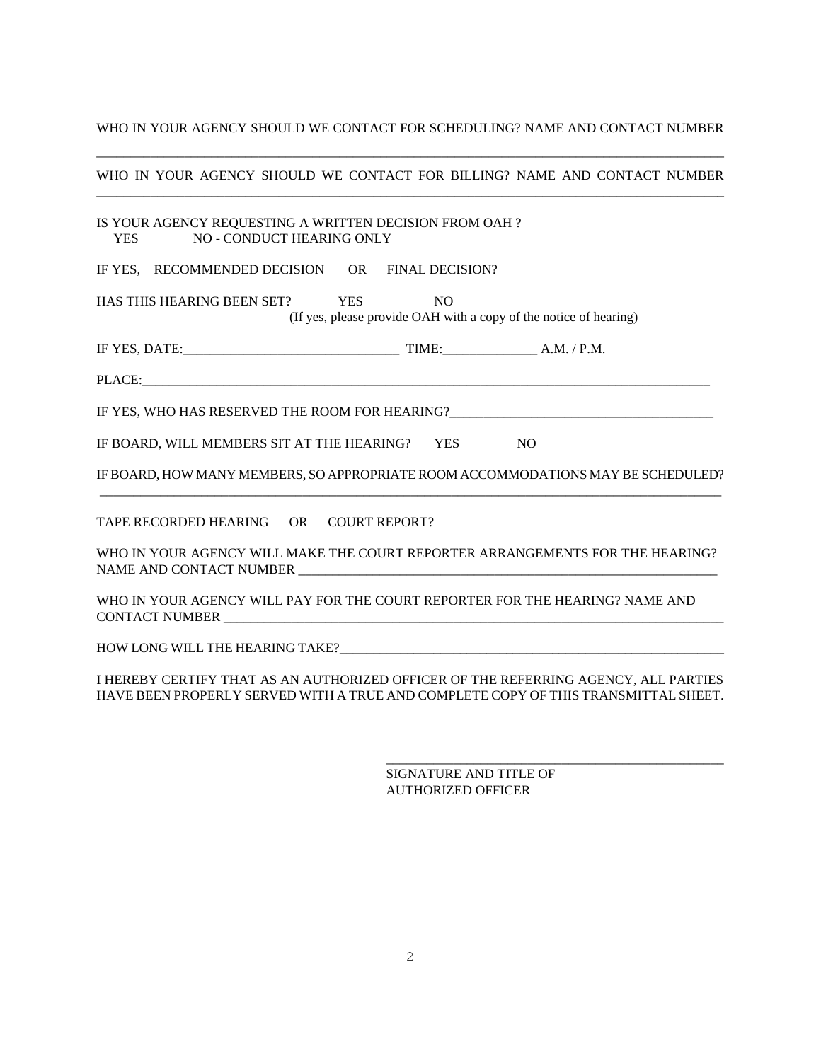WHO IN YOUR AGENCY SHOULD WE CONTACT FOR SCHEDULING? NAME AND CONTACT NUMBER
_______________________________________________________________________________

WHO IN YOUR AGENCY SHOULD WE CONTACT FOR BILLING? NAME AND CONTACT NUMBER
_______________________________________________________________________________

IS YOUR AGENCY REQUESTING A WRITTEN DECISION FROM OAH ?
YES NO - CONDUCT HEARING ONLY

IF YES, RECOMMENDED DECISION OR FINAL DECISION?

HAS THIS HEARING BEEN SET? YES NO
(If yes, please provide OAH with a copy of the notice of hearing)

IF YES, DATE:________________________________ TIME:______________ A.M. / P.M.

PLACE:___________________________________________________________________________

IF YES, WHO HAS RESERVED THE ROOM FOR HEARING?________________________________________

IF BOARD, WILL MEMBERS SIT AT THE HEARING? YES NO

IF BOARD, HOW MANY MEMBERS, SO APPROPRIATE ROOM ACCOMMODATIONS MAY BE SCHEDULED?
_______________________________________________________________________________

TAPE RECORDED HEARING OR COURT REPORT?

WHO IN YOUR AGENCY WILL MAKE THE COURT REPORTER ARRANGEMENTS FOR THE HEARING? NAME AND CONTACT NUMBER _______________________________________________________________

WHO IN YOUR AGENCY WILL PAY FOR THE COURT REPORTER FOR THE HEARING? NAME AND CONTACT NUMBER ___________________________________________________________________________

HOW LONG WILL THE HEARING TAKE?____________________________________________________________

I HEREBY CERTIFY THAT AS AN AUTHORIZED OFFICER OF THE REFERRING AGENCY, ALL PARTIES HAVE BEEN PROPERLY SERVED WITH A TRUE AND COMPLETE COPY OF THIS TRANSMITTAL SHEET.

_____________________________________________

SIGNATURE AND TITLE OF
AUTHORIZED OFFICER